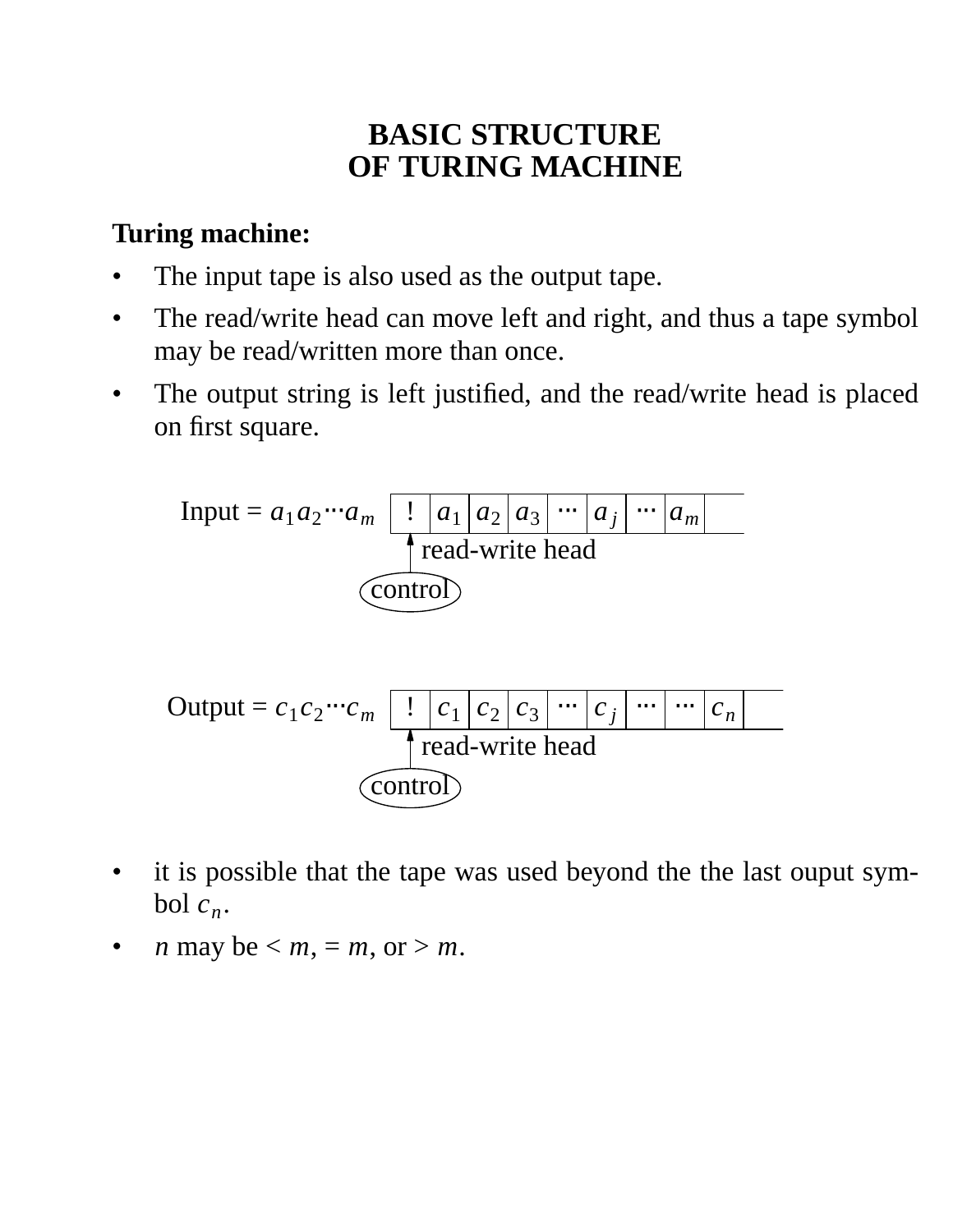# BASIC STRUCTURE OF TURING MACHINE

**Turing machine:**

- The input tape is also used as the output tape.
- The read/write head can move left and right, and thus a tape symbol may be read/written more than once.
- The output string is left justified, and the read/write head is placed on first square.

Input = $a_1 a_2 \cdots a_m$

| ! | $a_1$ | $a_2$ | $a_3$ | $\cdots$ | $a_j$ | $\cdots$ | $a_m$ | |
|---|---|---|---|---|---|---|---|---|

read-write head

control

Output = $c_1 c_2 \cdots c_m$

| ! | $c_1$ | $c_2$ | $c_3$ | $\cdots$ | $c_j$ | $\cdots$ | $\cdots$ | $c_n$ | |
|---|---|---|---|---|---|---|---|---|---|

read-write head

control

- it is possible that the tape was used beyond the the last ouput symbol $c_n$.
- $n$ may be $< m$, $= m$, or $> m$.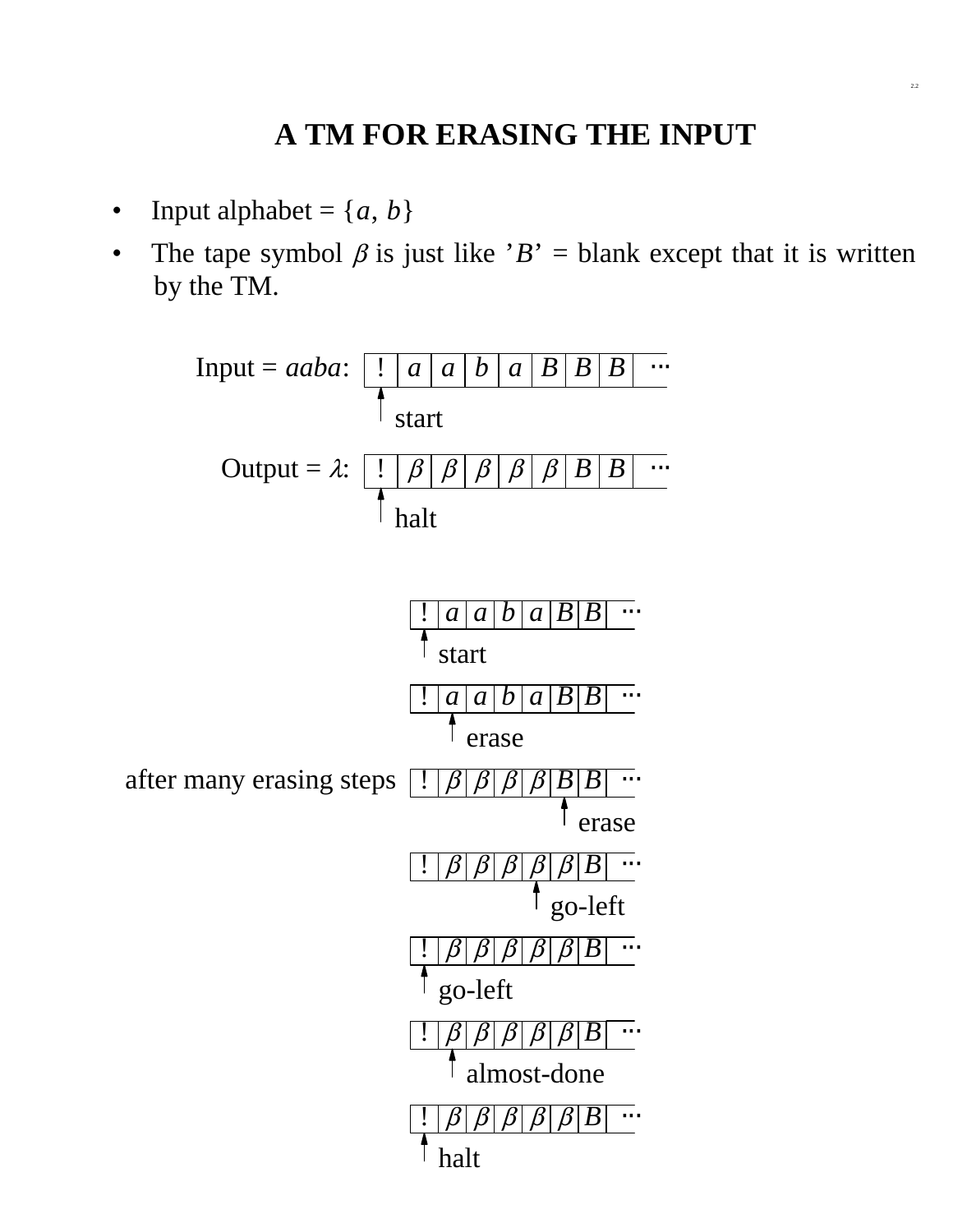# A TM FOR ERASING THE INPUT

- Input alphabet = $\{a, b\}$
- The tape symbol $\beta$ is just like '$B$' = blank except that it is written by the TM.

Input = *aaba*:

| ! | $a$ | $a$ | $b$ | $a$ | $B$ | $B$ | $B$ | ⋯ |
|---|---|---|---|---|---|---|---|---|

↑ start (head at cell !)

Output = $\lambda$:

| ! | $\beta$ | $\beta$ | $\beta$ | $\beta$ | $\beta$ | $B$ | $B$ | ⋯ |
|---|---|---|---|---|---|---|---|---|

↑ halt (head at cell !)

| ! | $a$ | $a$ | $b$ | $a$ | $B$ | $B$ | ⋯ |
|---|---|---|---|---|---|---|---|

↑ start (head at cell !)

| ! | $a$ | $a$ | $b$ | $a$ | $B$ | $B$ | ⋯ |
|---|---|---|---|---|---|---|---|

↑ erase (head at first $a$)

after many erasing steps

| ! | $\beta$ | $\beta$ | $\beta$ | $\beta$ | $B$ | $B$ | ⋯ |
|---|---|---|---|---|---|---|---|

↑ erase (head at first $B$)

| ! | $\beta$ | $\beta$ | $\beta$ | $\beta$ | $\beta$ | $B$ | ⋯ |
|---|---|---|---|---|---|---|---|

↑ go-left (head at fourth $\beta$)

| ! | $\beta$ | $\beta$ | $\beta$ | $\beta$ | $\beta$ | $B$ | ⋯ |
|---|---|---|---|---|---|---|---|

↑ go-left (head at cell !)

| ! | $\beta$ | $\beta$ | $\beta$ | $\beta$ | $\beta$ | $B$ | ⋯ |
|---|---|---|---|---|---|---|---|

↑ almost-done (head at first $\beta$)

| ! | $\beta$ | $\beta$ | $\beta$ | $\beta$ | $\beta$ | $B$ | ⋯ |
|---|---|---|---|---|---|---|---|

↑ halt (head at cell !)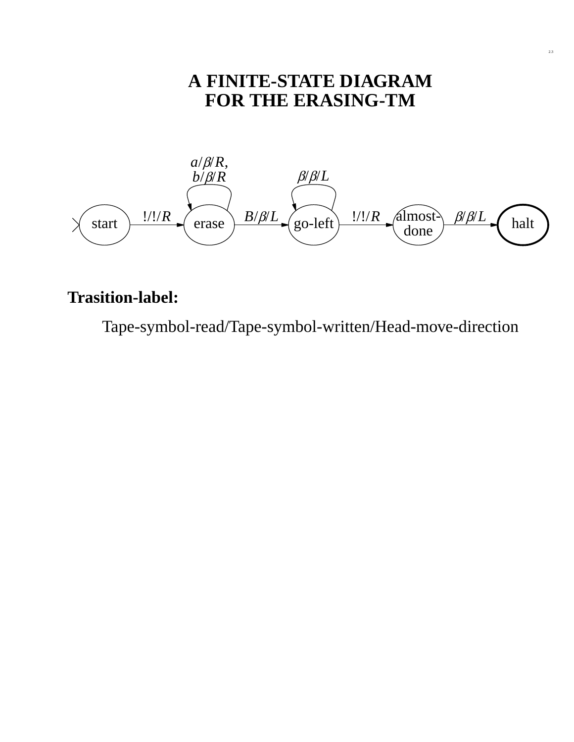# A FINITE-STATE DIAGRAM FOR THE ERASING-TM

start —!/!/$R$→ erase

erase (loop): $a/\beta/R$, $b/\beta/R$

erase —$B/\beta/L$→ go-left

go-left (loop): $\beta/\beta/L$

go-left —!/!/$R$→ almost-done

almost-done —$\beta/\beta/L$→ halt

**Trasition-label:**

Tape-symbol-read/Tape-symbol-written/Head-move-direction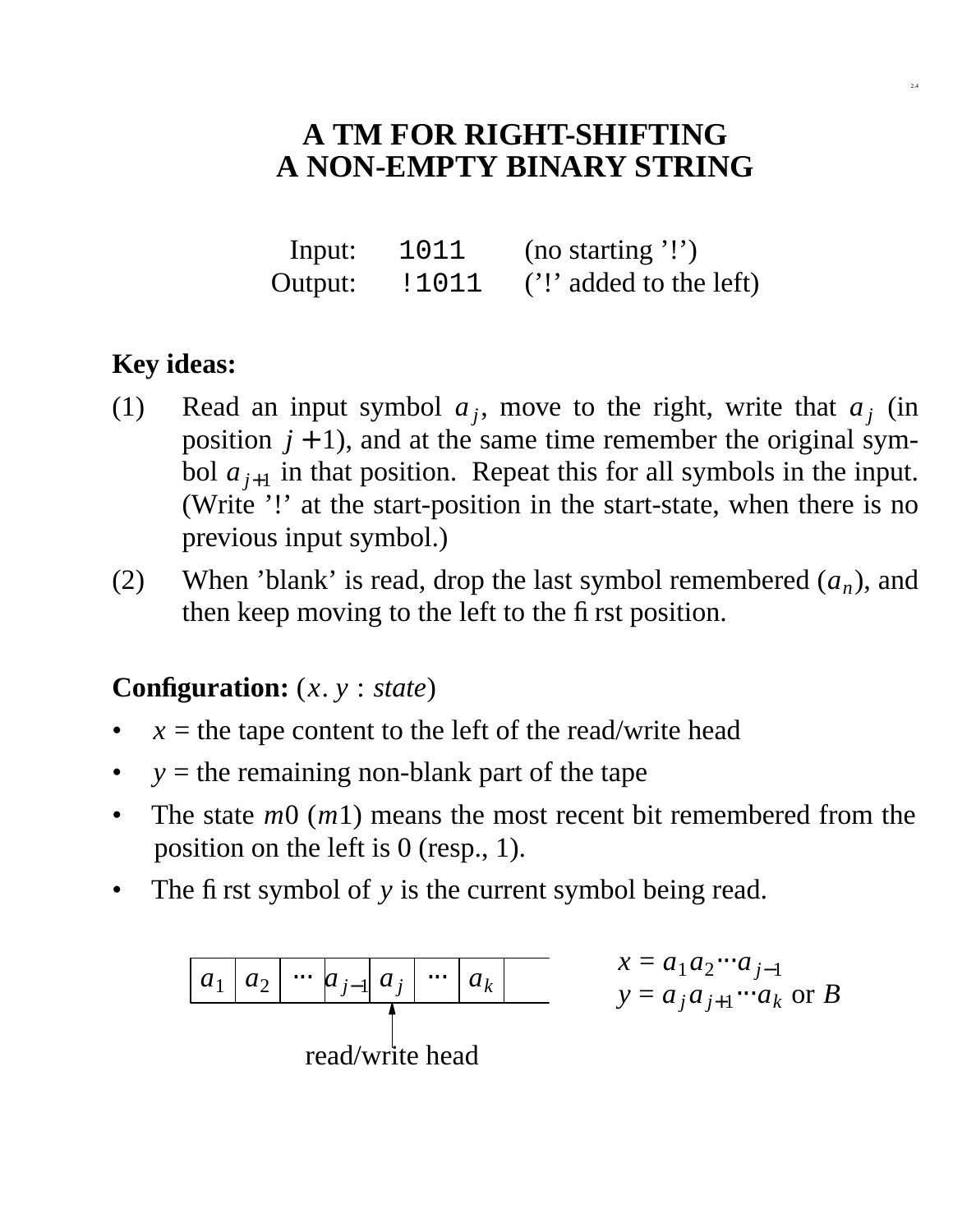# A TM FOR RIGHT-SHIFTING A NON-EMPTY BINARY STRING

| | | |
|---|---|---|
| Input: | `1011` | (no starting '!') |
| Output: | `!1011` | ('!' added to the left) |

**Key ideas:**

(1) Read an input symbol $a_j$, move to the right, write that $a_j$ (in position $j+1$), and at the same time remember the original symbol $a_{j+1}$ in that position. Repeat this for all symbols in the input. (Write '!' at the start-position in the start-state, when there is no previous input symbol.)

(2) When 'blank' is read, drop the last symbol remembered ($a_n$), and then keep moving to the left to the first position.

**Configuration:** $(x.\,y : state)$

- $x$ = the tape content to the left of the read/write head
- $y$ = the remaining non-blank part of the tape
- The state $m0$ ($m1$) means the most recent bit remembered from the position on the left is 0 (resp., 1).
- The first symbol of $y$ is the current symbol being read.

| $a_1$ | $a_2$ | ··· | $a_{j-1}$ | $a_j$ | ··· | $a_k$ | |
|---|---|---|---|---|---|---|---|

read/write head (at $a_j$)

$x = a_1 a_2 \cdots a_{j-1}$
$y = a_j a_{j+1} \cdots a_k$ or $B$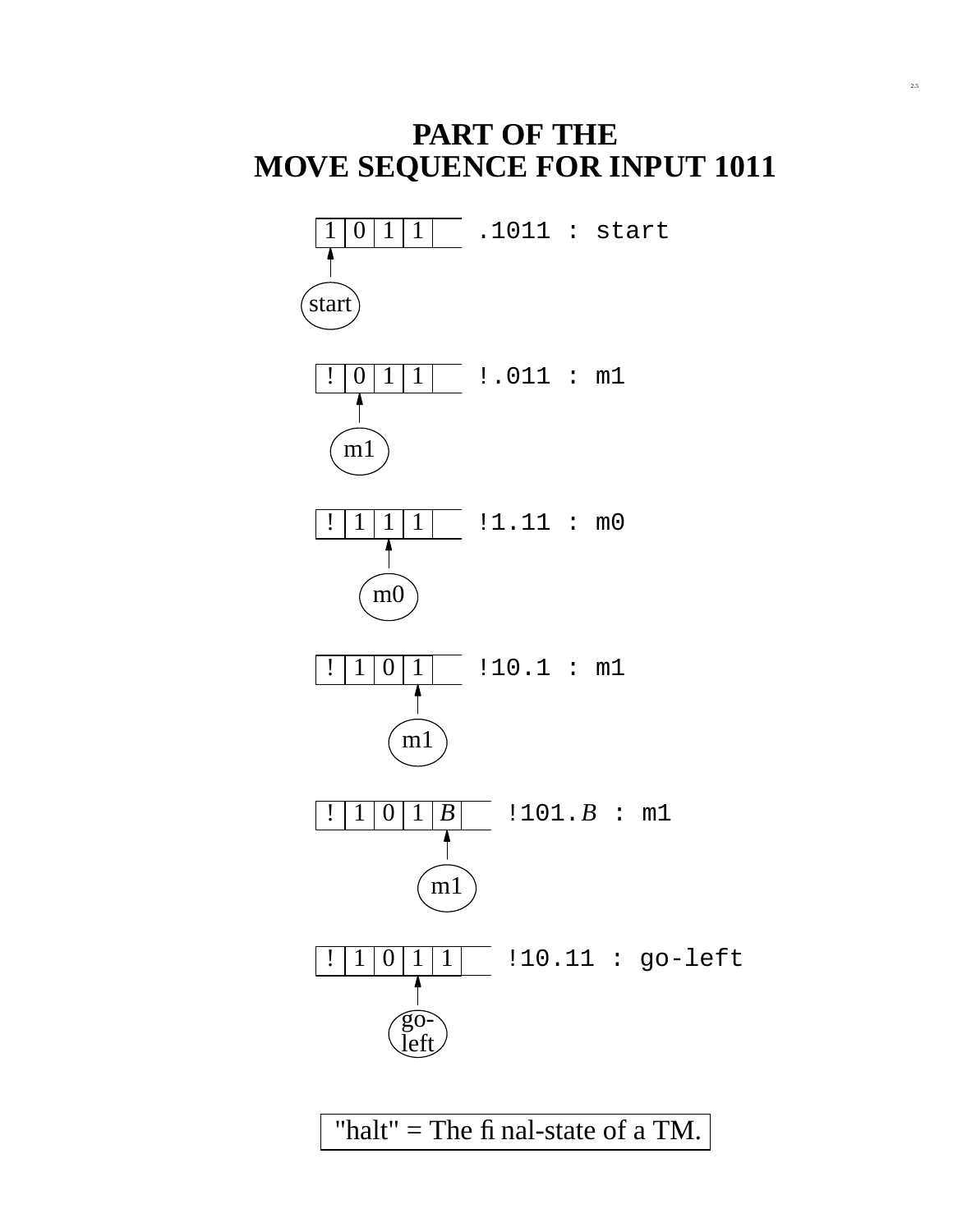# PART OF THE MOVE SEQUENCE FOR INPUT 1011

| 1 | 0 | 1 | 1 | |
|---|---|---|---|---|

`.1011 : start` — state: start (head on cell 1)

| ! | 0 | 1 | 1 | |
|---|---|---|---|---|

`!.011 : m1` — state: m1 (head on cell 2)

| ! | 1 | 1 | 1 | |
|---|---|---|---|---|

`!1.11 : m0` — state: m0 (head on cell 3)

| ! | 1 | 0 | 1 | |
|---|---|---|---|---|

`!10.1 : m1` — state: m1 (head on cell 4)

| ! | 1 | 0 | 1 | *B* | |
|---|---|---|---|---|---|

`!101.`*B* `: m1` — state: m1 (head on cell 5)

| ! | 1 | 0 | 1 | 1 | |
|---|---|---|---|---|---|

`!10.11 : go-left` — state: go-left (head on cell 4)

"halt" = The final-state of a TM.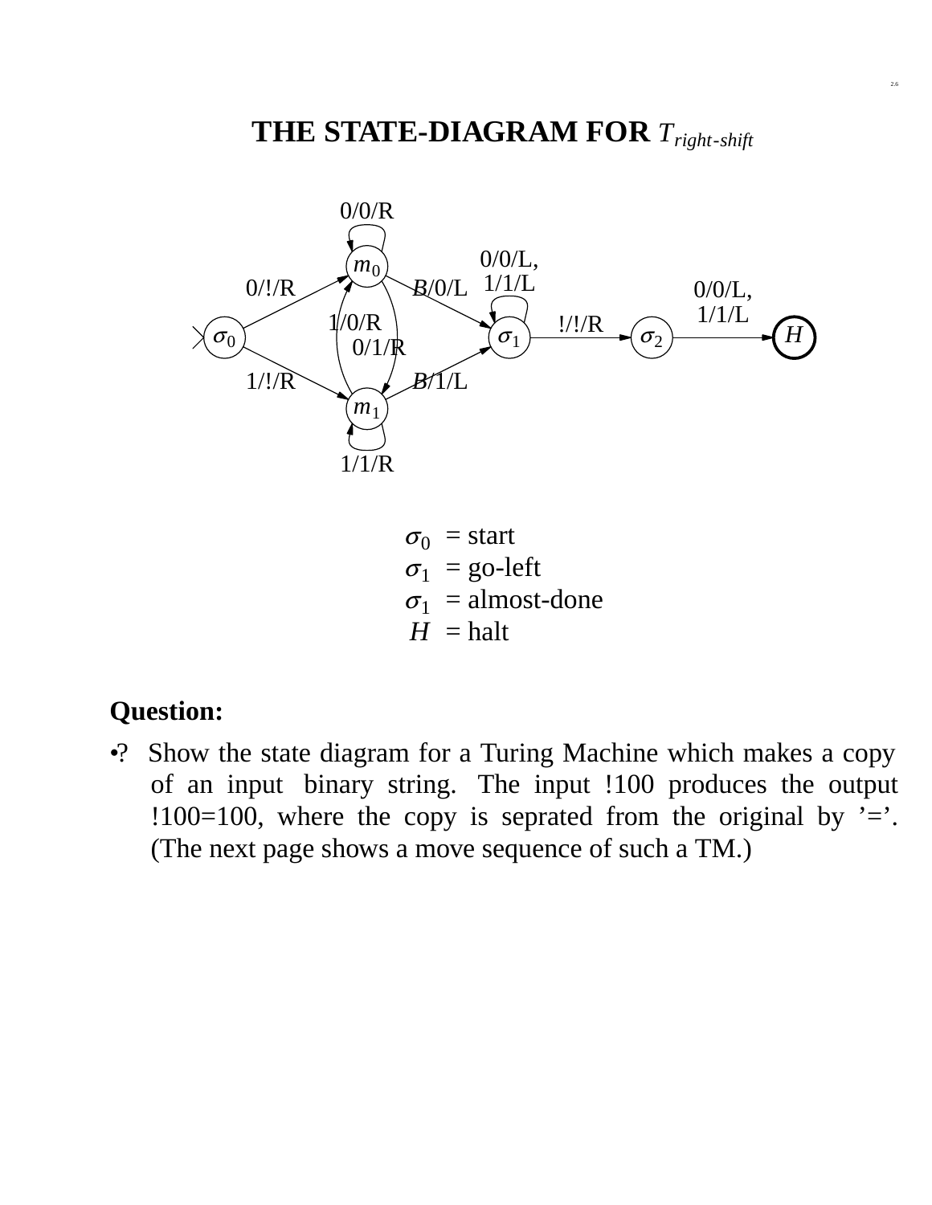# THE STATE-DIAGRAM FOR $T_{right\text{-}shift}$

0/0/R

$m_0$

0/!/R    B/0/L    0/0/L, 1/1/L    0/0/L, 1/1/L

1/0/R    0/1/R

$\sigma_0$    $\sigma_1$    !/!/R    $\sigma_2$    $H$

1/!/R    B/1/L

$m_1$

1/1/R

$\sigma_0$ = start
$\sigma_1$ = go-left
$\sigma_1$ = almost-done
$H$ = halt

**Question:**

•? Show the state diagram for a Turing Machine which makes a copy of an input binary string. The input !100 produces the output !100=100, where the copy is seprated from the original by '='. (The next page shows a move sequence of such a TM.)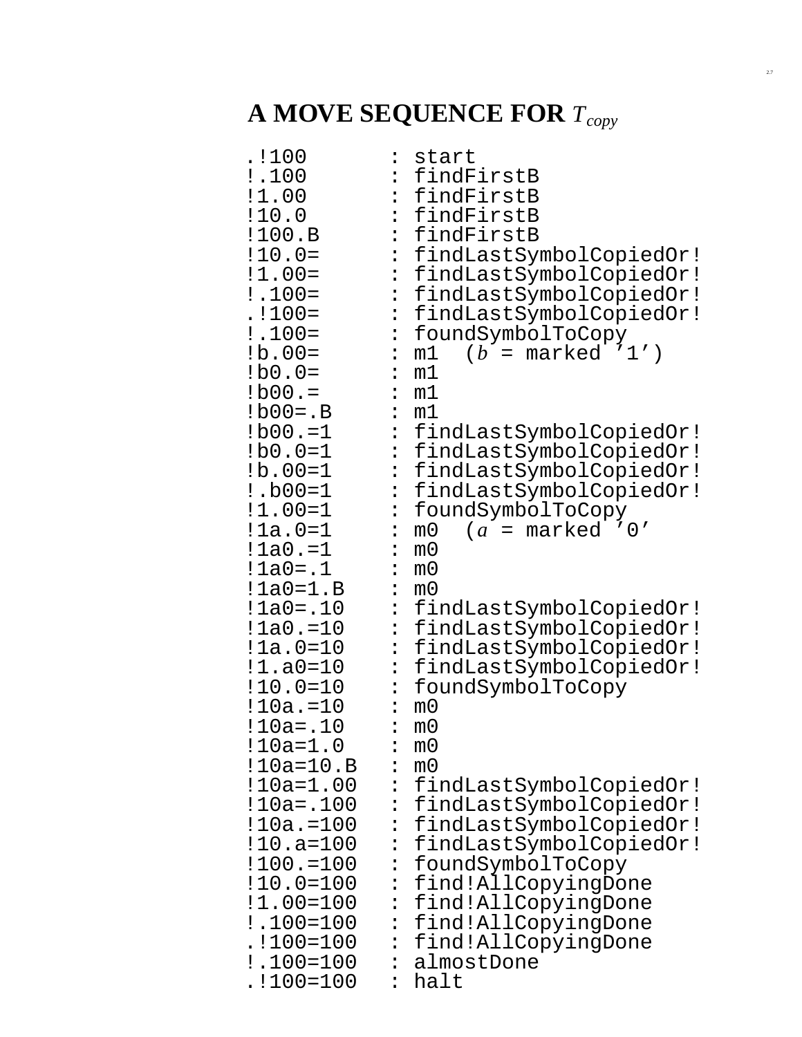# A MOVE SEQUENCE FOR $T_{copy}$

```
.!100       : start
!.100       : findFirstB
!1.00       : findFirstB
!10.0       : findFirstB
!100.B      : findFirstB
!10.0=      : findLastSymbolCopiedOr!
!1.00=      : findLastSymbolCopiedOr!
!.100=      : findLastSymbolCopiedOr!
.!100=      : findLastSymbolCopiedOr!
!.100=      : foundSymbolToCopy
!b.00=      : m1  (b = marked '1')
!b0.0=      : m1
!b00.=      : m1
!b00=.B     : m1
!b00.=1     : findLastSymbolCopiedOr!
!b0.0=1     : findLastSymbolCopiedOr!
!b.00=1     : findLastSymbolCopiedOr!
!.b00=1     : findLastSymbolCopiedOr!
!1.00=1     : foundSymbolToCopy
!1a.0=1     : m0  (a = marked '0'
!1a0.=1     : m0
!1a0=.1     : m0
!1a0=1.B    : m0
!1a0=.10    : findLastSymbolCopiedOr!
!1a0.=10    : findLastSymbolCopiedOr!
!1a.0=10    : findLastSymbolCopiedOr!
!1.a0=10    : findLastSymbolCopiedOr!
!10.0=10    : foundSymbolToCopy
!10a.=10    : m0
!10a=.10    : m0
!10a=1.0    : m0
!10a=10.B   : m0
!10a=1.00   : findLastSymbolCopiedOr!
!10a=.100   : findLastSymbolCopiedOr!
!10a.=100   : findLastSymbolCopiedOr!
!10.a=100   : findLastSymbolCopiedOr!
!100.=100   : foundSymbolToCopy
!10.0=100   : find!AllCopyingDone
!1.00=100   : find!AllCopyingDone
!.100=100   : find!AllCopyingDone
.!100=100   : find!AllCopyingDone
!.100=100   : almostDone
.!100=100   : halt
```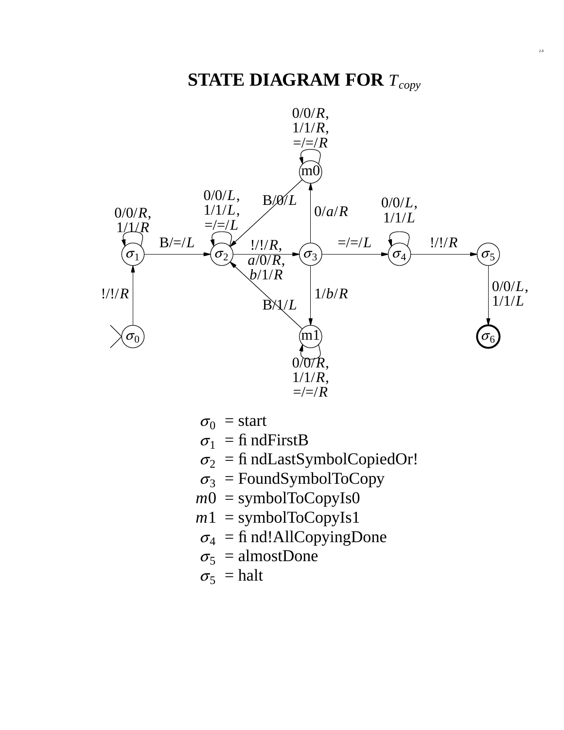# STATE DIAGRAM FOR $T_{copy}$

| | |
|---|---|
| $\sigma_0$ | = start |
| $\sigma_1$ | = findFirstB |
| $\sigma_2$ | = findLastSymbolCopiedOr! |
| $\sigma_3$ | = FoundSymbolToCopy |
| $m0$ | = symbolToCopyIs0 |
| $m1$ | = symbolToCopyIs1 |
| $\sigma_4$ | = find!AllCopyingDone |
| $\sigma_5$ | = almostDone |
| $\sigma_5$ | = halt |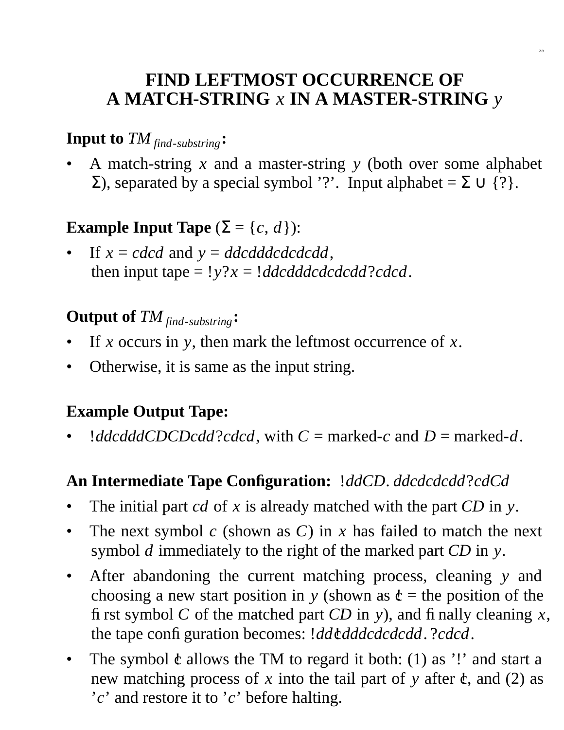# FIND LEFTMOST OCCURRENCE OF A MATCH-STRING $x$ IN A MASTER-STRING $y$

**Input to $TM_{find\text{-}substring}$:**

- A match-string $x$ and a master-string $y$ (both over some alphabet Σ), separated by a special symbol '?'. Input alphabet = Σ ∪ {?}.

**Example Input Tape** (Σ = {$c$, $d$}):

- If $x = cdcd$ and $y = ddcdddcdcdcdd$, then input tape = $!y?x$ = $!ddcdddcdcdcdd?cdcd$.

**Output of $TM_{find\text{-}substring}$:**

- If $x$ occurs in $y$, then mark the leftmost occurrence of $x$.
- Otherwise, it is same as the input string.

**Example Output Tape:**

- $!ddcdddCDCDcdd?cdcd$, with $C$ = marked-$c$ and $D$ = marked-$d$.

**An Intermediate Tape Configuration:** $!ddCD.ddcdcdcdd?cdCd$

- The initial part $cd$ of $x$ is already matched with the part $CD$ in $y$.
- The next symbol $c$ (shown as $C$) in $x$ has failed to match the next symbol $d$ immediately to the right of the marked part $CD$ in $y$.
- After abandoning the current matching process, cleaning $y$ and choosing a new start position in $y$ (shown as ¢ = the position of the first symbol $C$ of the matched part $CD$ in $y$), and finally cleaning $x$, the tape configuration becomes: $!dd$¢$dddcdcdcdd.?cdcd$.
- The symbol ¢ allows the TM to regard it both: (1) as '!' and start a new matching process of $x$ into the tail part of $y$ after ¢, and (2) as '$c$' and restore it to '$c$' before halting.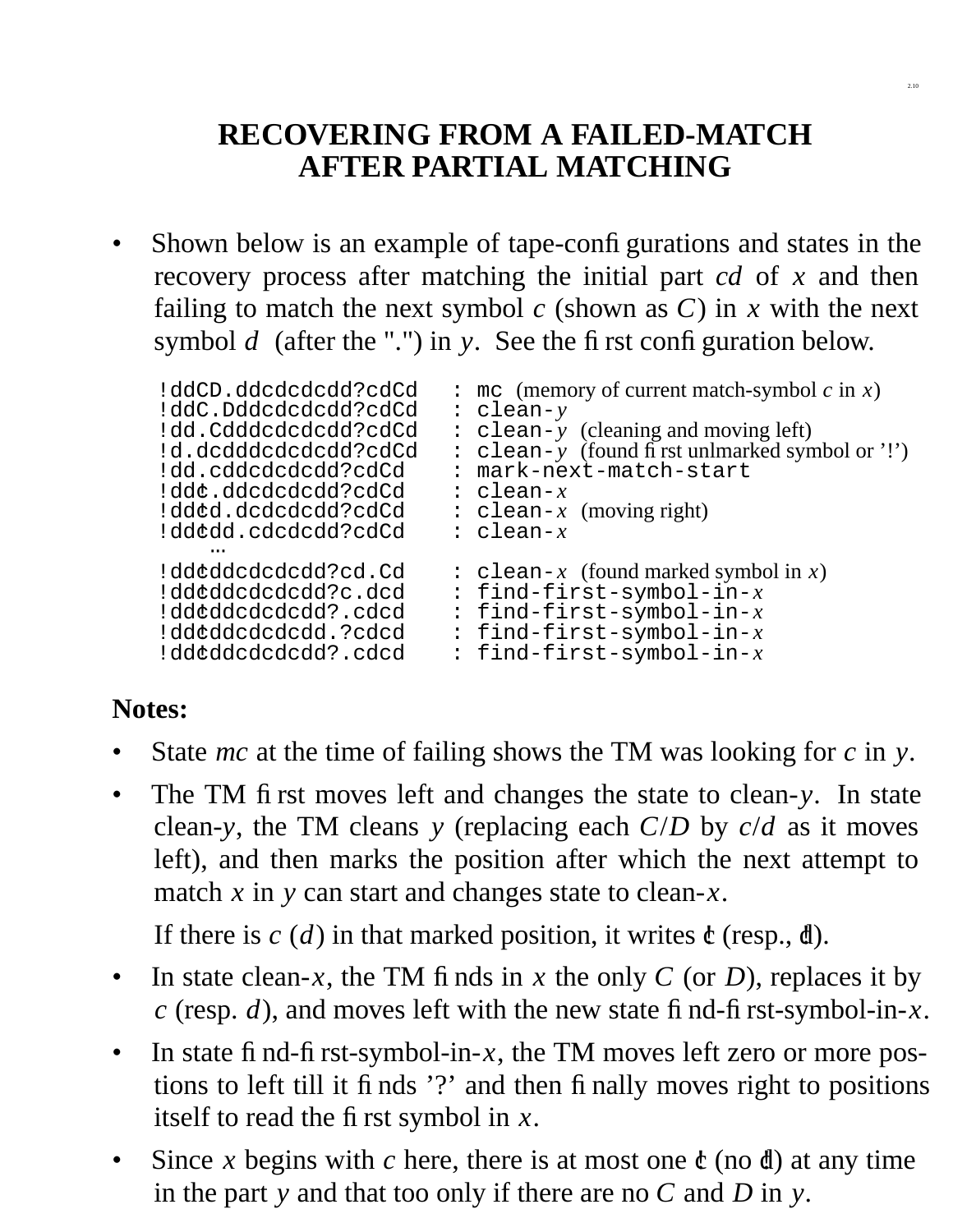# RECOVERING FROM A FAILED-MATCH AFTER PARTIAL MATCHING

- Shown below is an example of tape-configurations and states in the recovery process after matching the initial part *cd* of *x* and then failing to match the next symbol *c* (shown as *C*) in *x* with the next symbol *d* (after the ".") in *y*. See the first configuration below.

```
!ddCD.ddcdcdcdd?cdCd   : mc  (memory of current match-symbol c in x)
!ddC.Dddcdcdcdd?cdCd   : clean-y
!dd.Cdddcdcdcdd?cdCd   : clean-y  (cleaning and moving left)
!d.dcdddcdcdcdd?cdCd   : clean-y  (found first unlmarked symbol or '!')
!dd.cddcdcdcdd?cdCd    : mark-next-match-start
!dd¢.ddcdcdcdd?cdCd    : clean-x
!dd¢d.dcdcdcdd?cdCd    : clean-x  (moving right)
!dd¢dd.cdcdcdd?cdCd    : clean-x
   …
!dd¢ddcdcdcdd?cd.Cd    : clean-x  (found marked symbol in x)
!dd¢ddcdcdcdd?c.dcd    : find-first-symbol-in-x
!dd¢ddcdcdcdd?.cdcd    : find-first-symbol-in-x
!dd¢ddcdcdcdd.?cdcd    : find-first-symbol-in-x
!dd¢ddcdcdcdd?.cdcd    : find-first-symbol-in-x
```

**Notes:**

- State *mc* at the time of failing shows the TM was looking for *c* in *y*.
- The TM first moves left and changes the state to clean-*y*. In state clean-*y*, the TM cleans *y* (replacing each *C*/*D* by *c*/*d* as it moves left), and then marks the position after which the next attempt to match *x* in *y* can start and changes state to clean-*x*.

  If there is *c* (*d*) in that marked position, it writes ¢ (resp., đ).
- In state clean-*x*, the TM finds in *x* the only *C* (or *D*), replaces it by *c* (resp. *d*), and moves left with the new state find-first-symbol-in-*x*.
- In state find-first-symbol-in-*x*, the TM moves left zero or more pos-tions to left till it finds '?' and then finally moves right to positions itself to read the first symbol in *x*.
- Since *x* begins with *c* here, there is at most one ¢ (no đ) at any time in the part *y* and that too only if there are no *C* and *D* in *y*.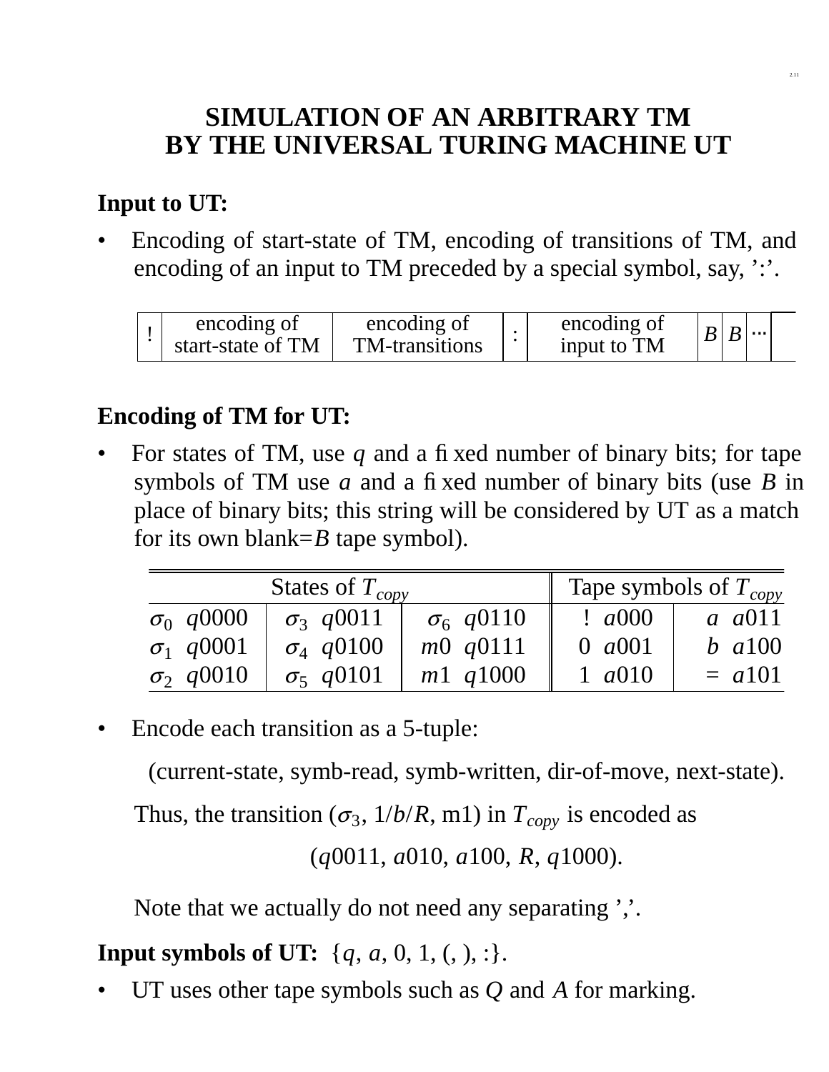# SIMULATION OF AN ARBITRARY TM BY THE UNIVERSAL TURING MACHINE UT

**Input to UT:**

- Encoding of start-state of TM, encoding of transitions of TM, and encoding of an input to TM preceded by a special symbol, say, ':'.

| ! | encoding of start-state of TM | encoding of TM-transitions | : | encoding of input to TM | $B$ | $B$ | ⋯ |
|---|---|---|---|---|---|---|---|

**Encoding of TM for UT:**

- For states of TM, use $q$ and a fixed number of binary bits; for tape symbols of TM use $a$ and a fixed number of binary bits (use $B$ in place of binary bits; this string will be considered by UT as a match for its own blank=$B$ tape symbol).

| States of $T_{copy}$ | | | Tape symbols of $T_{copy}$ | |
|---|---|---|---|---|
| $\sigma_0$ $q$0000 | $\sigma_3$ $q$0011 | $\sigma_6$ $q$0110 | ! $a$000 | $a$ $a$011 |
| $\sigma_1$ $q$0001 | $\sigma_4$ $q$0100 | $m$0 $q$0111 | 0 $a$001 | $b$ $a$100 |
| $\sigma_2$ $q$0010 | $\sigma_5$ $q$0101 | $m$1 $q$1000 | 1 $a$010 | = $a$101 |

- Encode each transition as a 5-tuple:

  (current-state, symb-read, symb-written, dir-of-move, next-state).

  Thus, the transition ($\sigma_3$, 1/$b$/$R$, m1) in $T_{copy}$ is encoded as

  ($q$0011, $a$010, $a$100, $R$, $q$1000).

  Note that we actually do not need any separating ','.

**Input symbols of UT:** {$q$, $a$, 0, 1, (, ), :}.

- UT uses other tape symbols such as $Q$ and $A$ for marking.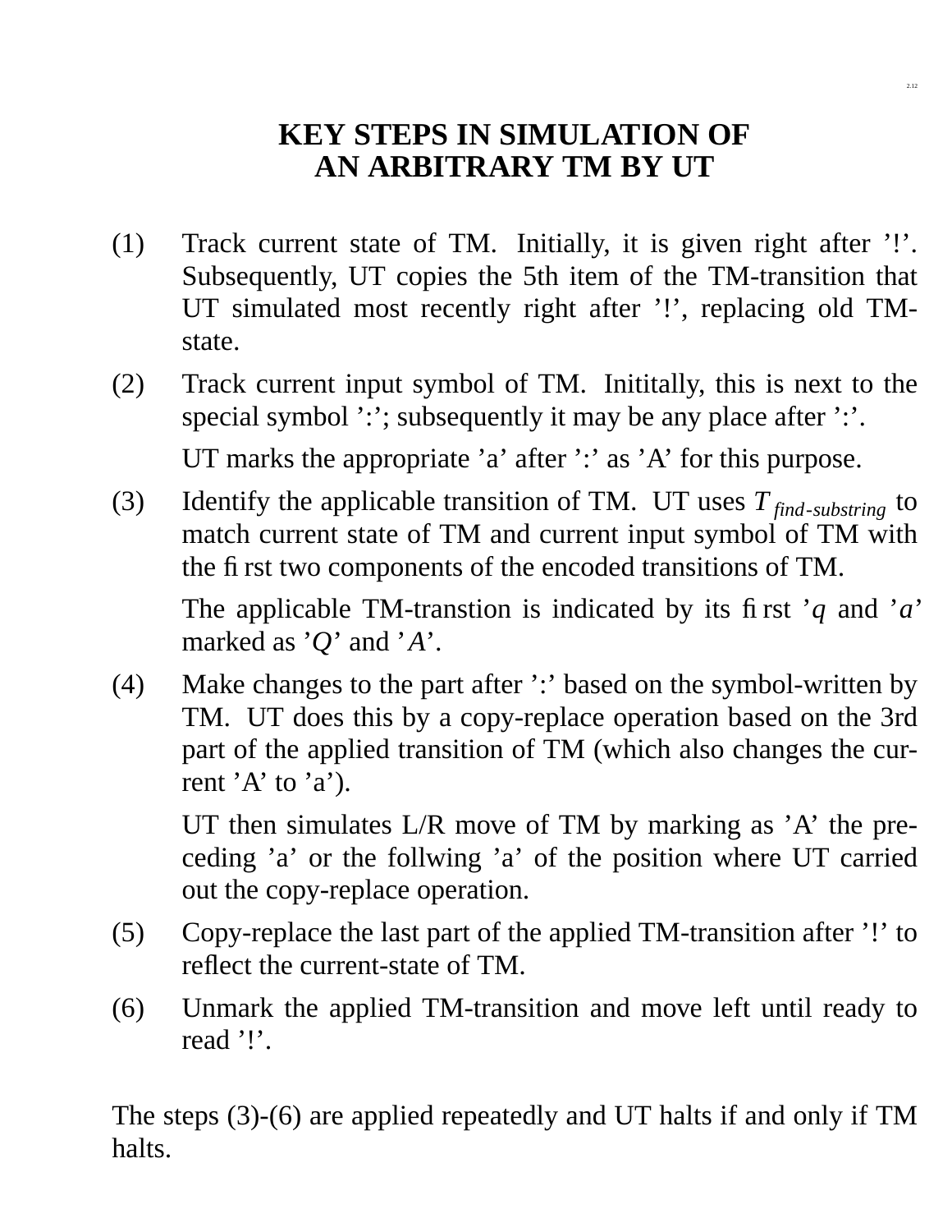# KEY STEPS IN SIMULATION OF AN ARBITRARY TM BY UT

(1) Track current state of TM. Initially, it is given right after '!'. Subsequently, UT copies the 5th item of the TM-transition that UT simulated most recently right after '!', replacing old TM-state.

(2) Track current input symbol of TM. Inititally, this is next to the special symbol ':'; subsequently it may be any place after ':'.

UT marks the appropriate 'a' after ':' as 'A' for this purpose.

(3) Identify the applicable transition of TM. UT uses $T_{find\text{-}substring}$ to match current state of TM and current input symbol of TM with the first two components of the encoded transitions of TM.

The applicable TM-transtion is indicated by its first '*q* and '*a*' marked as '*Q*' and '*A*'.

(4) Make changes to the part after ':' based on the symbol-written by TM. UT does this by a copy-replace operation based on the 3rd part of the applied transition of TM (which also changes the current 'A' to 'a').

UT then simulates L/R move of TM by marking as 'A' the preceding 'a' or the follwing 'a' of the position where UT carried out the copy-replace operation.

(5) Copy-replace the last part of the applied TM-transition after '!' to reflect the current-state of TM.

(6) Unmark the applied TM-transition and move left until ready to read '!'.

The steps (3)-(6) are applied repeatedly and UT halts if and only if TM halts.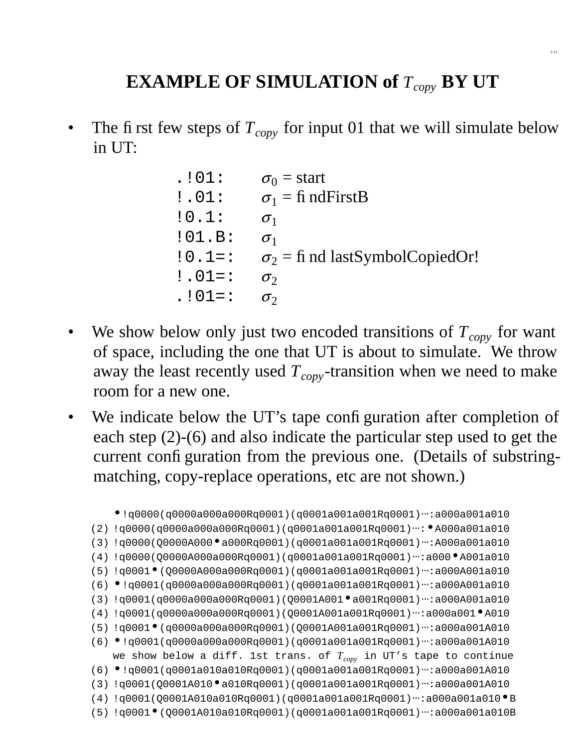# EXAMPLE OF SIMULATION of $T_{copy}$ BY UT

- The first few steps of $T_{copy}$ for input 01 that we will simulate below in UT:

```
.!01:      σ0 = start
!.01:      σ1 = findFirstB
!0.1:      σ1
!01.B:     σ1
!0.1=:     σ2 = find lastSymbolCopiedOr!
!.01=:     σ2
.!01=:     σ2
```

- We show below only just two encoded transitions of $T_{copy}$ for want of space, including the one that UT is about to simulate. We throw away the least recently used $T_{copy}$-transition when we need to make room for a new one.
- We indicate below the UT's tape configuration after completion of each step (2)-(6) and also indicate the particular step used to get the current configuration from the previous one. (Details of substring-matching, copy-replace operations, etc are not shown.)

```
    •!q0000(q0000a000a000Rq0001)(q0001a001a001Rq0001)⋯:a000a001a010
(2) !q0000(q0000a000a000Rq0001)(q0001a001a001Rq0001)⋯:•A000a001a010
(3) !q0000(Q0000A000•a000Rq0001)(q0001a001a001Rq0001)⋯:A000a001a010
(4) !q0000(Q0000A000a000Rq0001)(q0001a001a001Rq0001)⋯:a000•A001a010
(5) !q0001•(Q0000A000a000Rq0001)(q0001a001a001Rq0001)⋯:a000A001a010
(6) •!q0001(q0000a000a000Rq0001)(q0001a001a001Rq0001)⋯:a000A001a010
(3) !q0001(q0000a000a000Rq0001)(Q0001A001•a001Rq0001)⋯:a000A001a010
(4) !q0001(q0000a000a000Rq0001)(Q0001A001a001Rq0001)⋯:a000a001•A010
(5) !q0001•(q0000a000a000Rq0001)(Q0001A001a001Rq0001)⋯:a000a001A010
(6) •!q0001(q0000a000a000Rq0001)(q0001a001a001Rq0001)⋯:a000a001A010
    we show below a diff. 1st trans. of Tcopy in UT's tape to continue
(6) •!q0001(q0001a010a010Rq0001)(q0001a001a001Rq0001)⋯:a000a001A010
(3) !q0001(Q0001A010•a010Rq0001)(q0001a001a001Rq0001)⋯:a000a001A010
(4) !q0001(Q0001A010a010Rq0001)(q0001a001a001Rq0001)⋯:a000a001a010•B
(5) !q0001•(Q0001A010a010Rq0001)(q0001a001a001Rq0001)⋯:a000a001a010B
```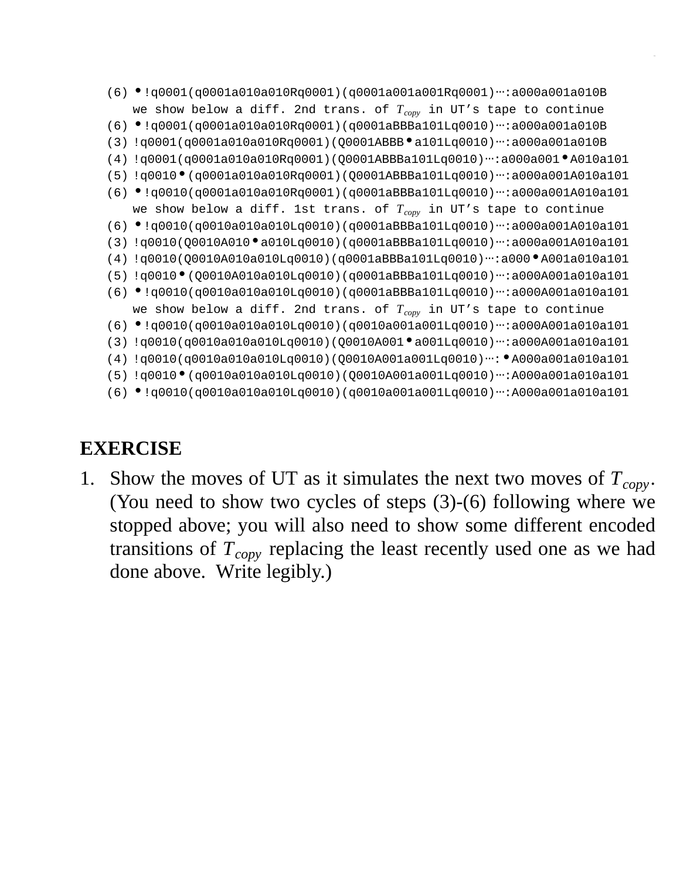```
(6) •!q0001(q0001a010a010Rq0001)(q0001a001a001Rq0001)⋯:a000a001a010B
    we show below a diff. 2nd trans. of Tcopy in UT's tape to continue
(6) •!q0001(q0001a010a010Rq0001)(q0001aBBBa101Lq0010)⋯:a000a001a010B
(3) !q0001(q0001a010a010Rq0001)(Q0001ABBB•a101Lq0010)⋯:a000a001a010B
(4) !q0001(q0001a010a010Rq0001)(Q0001ABBBa101Lq0010)⋯:a000a001•A010a101
(5) !q0010•(q0001a010a010Rq0001)(Q0001ABBBa101Lq0010)⋯:a000a001A010a101
(6) •!q0010(q0001a010a010Rq0001)(q0001aBBBa101Lq0010)⋯:a000a001A010a101
    we show below a diff. 1st trans. of Tcopy in UT's tape to continue
(6) •!q0010(q0010a010a010Lq0010)(q0001aBBBa101Lq0010)⋯:a000a001A010a101
(3) !q0010(Q0010A010•a010Lq0010)(q0001aBBBa101Lq0010)⋯:a000a001A010a101
(4) !q0010(Q0010A010a010Lq0010)(q0001aBBBa101Lq0010)⋯:a000•A001a010a101
(5) !q0010•(Q0010A010a010Lq0010)(q0001aBBBa101Lq0010)⋯:a000A001a010a101
(6) •!q0010(q0010a010a010Lq0010)(q0001aBBBa101Lq0010)⋯:a000A001a010a101
    we show below a diff. 2nd trans. of Tcopy in UT's tape to continue
(6) •!q0010(q0010a010a010Lq0010)(q0010a001a001Lq0010)⋯:a000A001a010a101
(3) !q0010(q0010a010a010Lq0010)(Q0010A001•a001Lq0010)⋯:a000A001a010a101
(4) !q0010(q0010a010a010Lq0010)(Q0010A001a001Lq0010)⋯:•A000a001a010a101
(5) !q0010•(q0010a010a010Lq0010)(Q0010A001a001Lq0010)⋯:A000a001a010a101
(6) •!q0010(q0010a010a010Lq0010)(q0010a001a001Lq0010)⋯:A000a001a010a101
```

**EXERCISE**

1. Show the moves of UT as it simulates the next two moves of $T_{copy}$. (You need to show two cycles of steps (3)-(6) following where we stopped above; you will also need to show some different encoded transitions of $T_{copy}$ replacing the least recently used one as we had done above. Write legibly.)